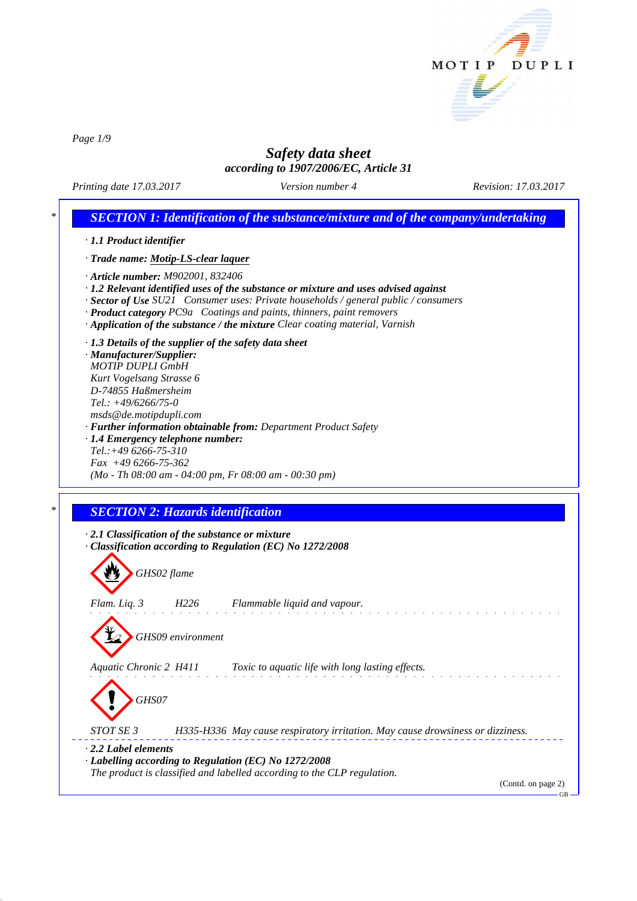# Safety data sheet

*according to 1907/2006/EC, Article 31*

*Printing date 17.03.2017* *Version number 4* *Revision: 17.03.2017*

## SECTION 1: Identification of the substance/mixture and of the company/undertaking

· **1.1 Product identifier**

· **Trade name: Motip-LS-clear laquer**

· **Article number:** M902001, 832406

· **1.2 Relevant identified uses of the substance or mixture and uses advised against**

· **Sector of Use** SU21 Consumer uses: Private households / general public / consumers

· **Product category** PC9a Coatings and paints, thinners, paint removers

· **Application of the substance / the mixture** Clear coating material, Varnish

· **1.3 Details of the supplier of the safety data sheet**

· **Manufacturer/Supplier:**

MOTIP DUPLI GmbH
Kurt Vogelsang Strasse 6
D-74855 Haßmersheim
Tel.: +49/6266/75-0
msds@de.motipdupli.com

· **Further information obtainable from:** Department Product Safety

· **1.4 Emergency telephone number:**

Tel.:+49 6266-75-310
Fax +49 6266-75-362
(Mo - Th 08:00 am - 04:00 pm, Fr 08:00 am - 00:30 pm)

## SECTION 2: Hazards identification

· **2.1 Classification of the substance or mixture**

· **Classification according to Regulation (EC) No 1272/2008**

GHS02 flame

Flam. Liq. 3 H226 Flammable liquid and vapour.

GHS09 environment

Aquatic Chronic 2 H411 Toxic to aquatic life with long lasting effects.

GHS07

STOT SE 3 H335-H336 May cause respiratory irritation. May cause drowsiness or dizziness.

· **2.2 Label elements**

· **Labelling according to Regulation (EC) No 1272/2008**

The product is classified and labelled according to the CLP regulation.

(Contd. on page 2)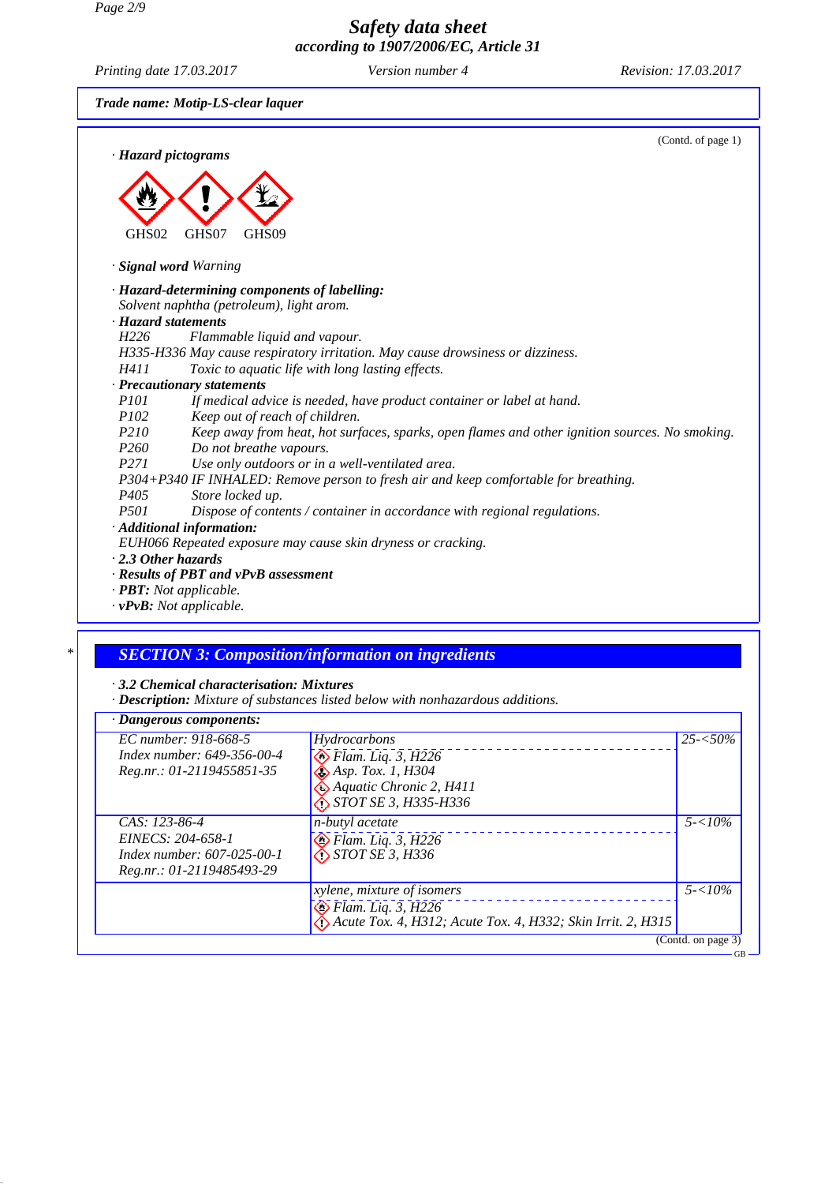Trade name: Motip-LS-clear laquer

(Contd. of page 1)

· **Hazard pictograms**

GHS02 GHS07 GHS09

· **Signal word** Warning

· **Hazard-determining components of labelling:**
Solvent naphtha (petroleum), light arom.

· **Hazard statements**
H226 Flammable liquid and vapour.
H335-H336 May cause respiratory irritation. May cause drowsiness or dizziness.
H411 Toxic to aquatic life with long lasting effects.

· **Precautionary statements**
P101 If medical advice is needed, have product container or label at hand.
P102 Keep out of reach of children.
P210 Keep away from heat, hot surfaces, sparks, open flames and other ignition sources. No smoking.
P260 Do not breathe vapours.
P271 Use only outdoors or in a well-ventilated area.
P304+P340 IF INHALED: Remove person to fresh air and keep comfortable for breathing.
P405 Store locked up.
P501 Dispose of contents / container in accordance with regional regulations.

· **Additional information:**
EUH066 Repeated exposure may cause skin dryness or cracking.

· **2.3 Other hazards**

· **Results of PBT and vPvB assessment**

· **PBT:** Not applicable.

· **vPvB:** Not applicable.

## SECTION 3: Composition/information on ingredients

· **3.2 Chemical characterisation: Mixtures**

· **Description:** Mixture of substances listed below with nonhazardous additions.

| · Dangerous components: | | |
|---|---|---|
| EC number: 918-668-5<br>Index number: 649-356-00-4<br>Reg.nr.: 01-2119455851-35 | Hydrocarbons<br>Flam. Liq. 3, H226<br>Asp. Tox. 1, H304<br>Aquatic Chronic 2, H411<br>STOT SE 3, H335-H336 | 25-<50% |
| CAS: 123-86-4<br>EINECS: 204-658-1<br>Index number: 607-025-00-1<br>Reg.nr.: 01-2119485493-29 | n-butyl acetate<br>Flam. Liq. 3, H226<br>STOT SE 3, H336 | 5-<10% |
| | xylene, mixture of isomers<br>Flam. Liq. 3, H226<br>Acute Tox. 4, H312; Acute Tox. 4, H332; Skin Irrit. 2, H315 | 5-<10% |

(Contd. on page 3)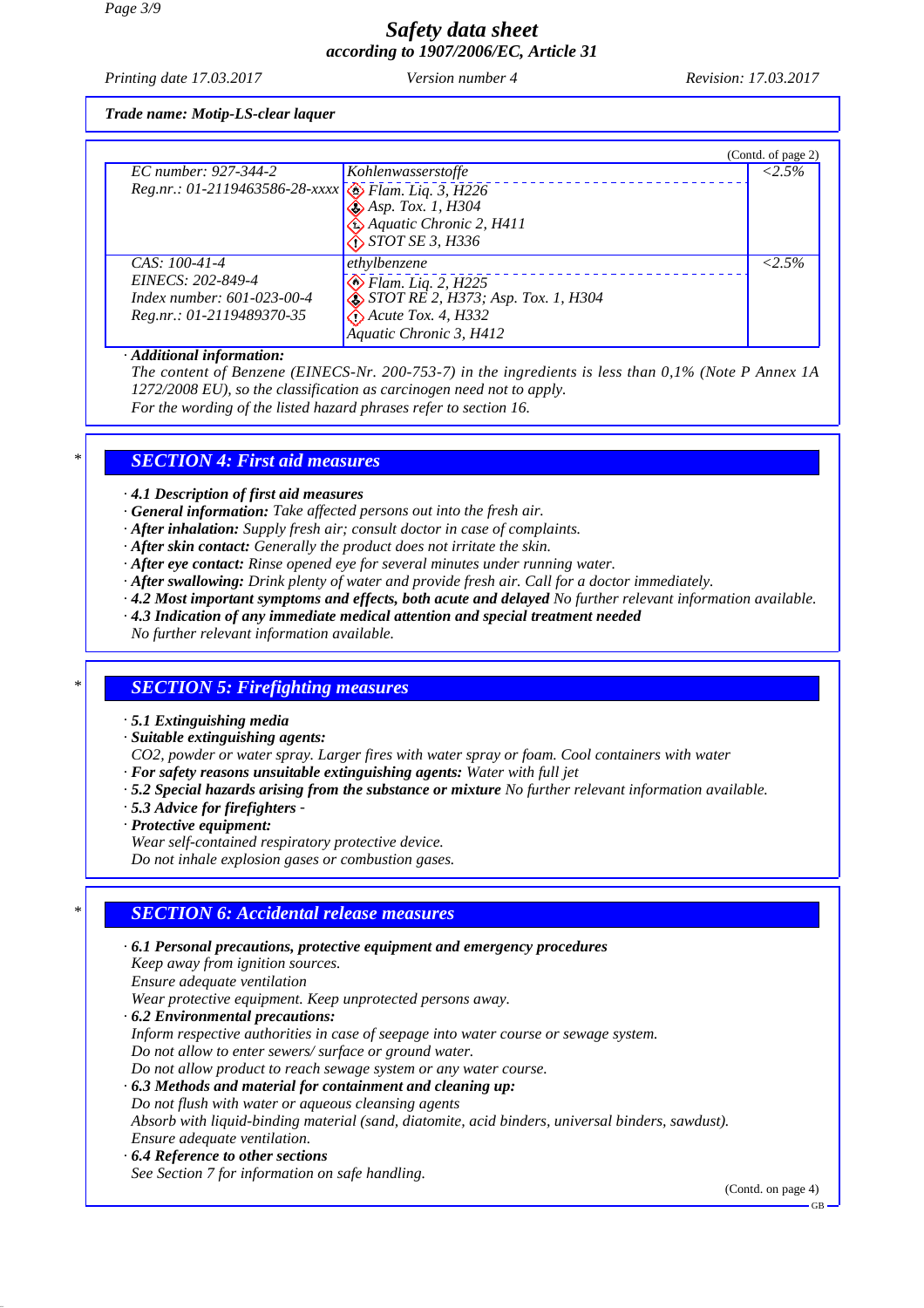**Trade name: Motip-LS-clear laquer**

(Contd. of page 2)

| | | |
|---|---|---|
| EC number: 927-344-2<br>Reg.nr.: 01-2119463586-28-xxxx | Kohlenwasserstoffe<br>Flam. Liq. 3, H226<br>Asp. Tox. 1, H304<br>Aquatic Chronic 2, H411<br>STOT SE 3, H336 | <2.5% |
| CAS: 100-41-4<br>EINECS: 202-849-4<br>Index number: 601-023-00-4<br>Reg.nr.: 01-2119489370-35 | ethylbenzene<br>Flam. Liq. 2, H225<br>STOT RE 2, H373; Asp. Tox. 1, H304<br>Acute Tox. 4, H332<br>Aquatic Chronic 3, H412 | <2.5% |

· **Additional information:**
The content of Benzene (EINECS-Nr. 200-753-7) in the ingredients is less than 0,1% (Note P Annex 1A 1272/2008 EU), so the classification as carcinogen need not to apply.
For the wording of the listed hazard phrases refer to section 16.

## SECTION 4: First aid measures

· **4.1 Description of first aid measures**
· **General information:** Take affected persons out into the fresh air.
· **After inhalation:** Supply fresh air; consult doctor in case of complaints.
· **After skin contact:** Generally the product does not irritate the skin.
· **After eye contact:** Rinse opened eye for several minutes under running water.
· **After swallowing:** Drink plenty of water and provide fresh air. Call for a doctor immediately.
· **4.2 Most important symptoms and effects, both acute and delayed** No further relevant information available.
· **4.3 Indication of any immediate medical attention and special treatment needed**
No further relevant information available.

## SECTION 5: Firefighting measures

· **5.1 Extinguishing media**
· **Suitable extinguishing agents:**
CO2, powder or water spray. Larger fires with water spray or foam. Cool containers with water
· **For safety reasons unsuitable extinguishing agents:** Water with full jet
· **5.2 Special hazards arising from the substance or mixture** No further relevant information available.
· **5.3 Advice for firefighters** -
· **Protective equipment:**
Wear self-contained respiratory protective device.
Do not inhale explosion gases or combustion gases.

## SECTION 6: Accidental release measures

· **6.1 Personal precautions, protective equipment and emergency procedures**
Keep away from ignition sources.
Ensure adequate ventilation
Wear protective equipment. Keep unprotected persons away.
· **6.2 Environmental precautions:**
Inform respective authorities in case of seepage into water course or sewage system.
Do not allow to enter sewers/ surface or ground water.
Do not allow product to reach sewage system or any water course.
· **6.3 Methods and material for containment and cleaning up:**
Do not flush with water or aqueous cleansing agents
Absorb with liquid-binding material (sand, diatomite, acid binders, universal binders, sawdust).
Ensure adequate ventilation.
· **6.4 Reference to other sections**
See Section 7 for information on safe handling.

(Contd. on page 4)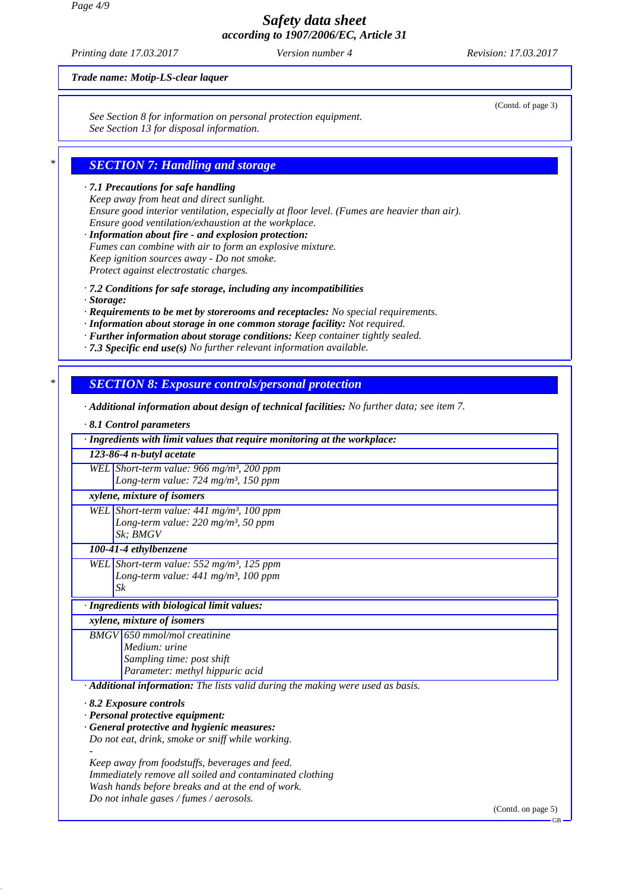**Trade name: Motip-LS-clear laquer**

(Contd. of page 3)

See Section 8 for information on personal protection equipment.
See Section 13 for disposal information.

## SECTION 7: Handling and storage

· **7.1 Precautions for safe handling**
Keep away from heat and direct sunlight.
Ensure good interior ventilation, especially at floor level. (Fumes are heavier than air).
Ensure good ventilation/exhaustion at the workplace.
· **Information about fire - and explosion protection:**
Fumes can combine with air to form an explosive mixture.
Keep ignition sources away - Do not smoke.
Protect against electrostatic charges.

· **7.2 Conditions for safe storage, including any incompatibilities**
· **Storage:**
· **Requirements to be met by storerooms and receptacles:** No special requirements.
· **Information about storage in one common storage facility:** Not required.
· **Further information about storage conditions:** Keep container tightly sealed.
· **7.3 Specific end use(s)** No further relevant information available.

## SECTION 8: Exposure controls/personal protection

· **Additional information about design of technical facilities:** No further data; see item 7.

· **8.1 Control parameters**

| · Ingredients with limit values that require monitoring at the workplace: | |
|---|---|
| **123-86-4 n-butyl acetate** | |
| WEL | Short-term value: 966 mg/m³, 200 ppm<br>Long-term value: 724 mg/m³, 150 ppm |
| **xylene, mixture of isomers** | |
| WEL | Short-term value: 441 mg/m³, 100 ppm<br>Long-term value: 220 mg/m³, 50 ppm<br>Sk; BMGV |
| **100-41-4 ethylbenzene** | |
| WEL | Short-term value: 552 mg/m³, 125 ppm<br>Long-term value: 441 mg/m³, 100 ppm<br>Sk |

| · Ingredients with biological limit values: | |
|---|---|
| **xylene, mixture of isomers** | |
| BMGV | 650 mmol/mol creatinine<br>Medium: urine<br>Sampling time: post shift<br>Parameter: methyl hippuric acid |

· **Additional information:** The lists valid during the making were used as basis.

· **8.2 Exposure controls**
· **Personal protective equipment:**
· **General protective and hygienic measures:**
Do not eat, drink, smoke or sniff while working.
-
Keep away from foodstuffs, beverages and feed.
Immediately remove all soiled and contaminated clothing
Wash hands before breaks and at the end of work.
Do not inhale gases / fumes / aerosols.

(Contd. on page 5)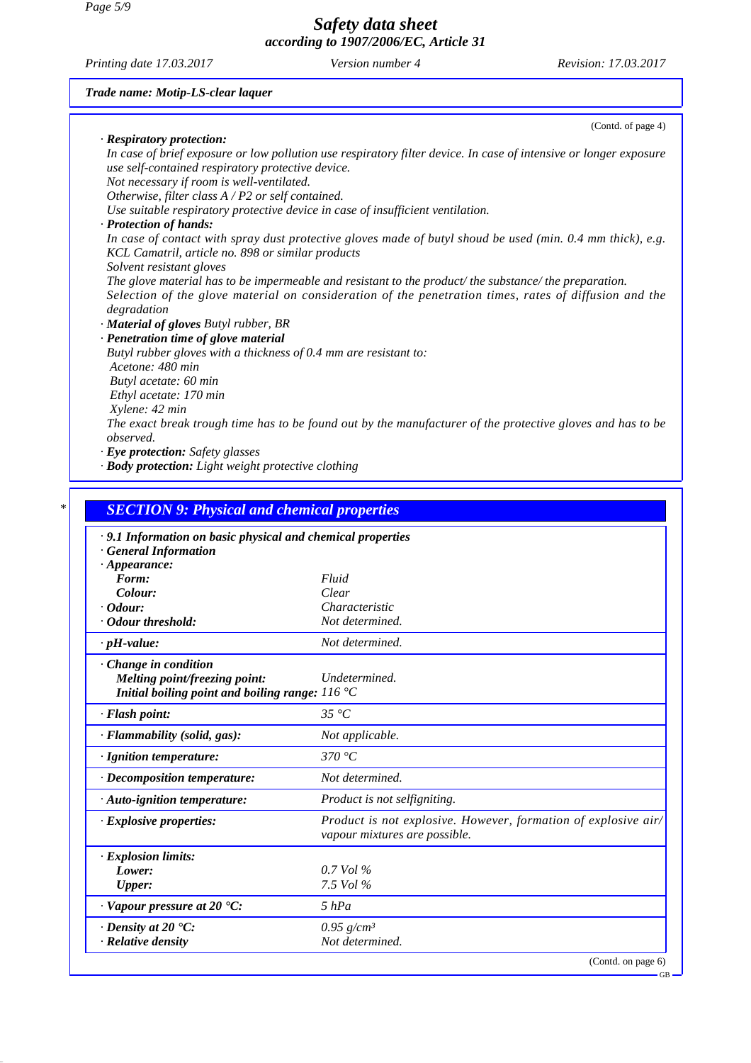**Trade name: Motip-LS-clear laquer**

(Contd. of page 4)

· **Respiratory protection:**
In case of brief exposure or low pollution use respiratory filter device. In case of intensive or longer exposure use self-contained respiratory protective device.
Not necessary if room is well-ventilated.
Otherwise, filter class A / P2 or self contained.
Use suitable respiratory protective device in case of insufficient ventilation.

· **Protection of hands:**
In case of contact with spray dust protective gloves made of butyl shoud be used (min. 0.4 mm thick), e.g. KCL Camatril, article no. 898 or similar products
Solvent resistant gloves
The glove material has to be impermeable and resistant to the product/ the substance/ the preparation.
Selection of the glove material on consideration of the penetration times, rates of diffusion and the degradation

· **Material of gloves** Butyl rubber, BR

· **Penetration time of glove material**
Butyl rubber gloves with a thickness of 0.4 mm are resistant to:
Acetone: 480 min
Butyl acetate: 60 min
Ethyl acetate: 170 min
Xylene: 42 min
The exact break trough time has to be found out by the manufacturer of the protective gloves and has to be observed.

· **Eye protection:** Safety glasses

· **Body protection:** Light weight protective clothing

## * SECTION 9: Physical and chemical properties

· **9.1 Information on basic physical and chemical properties**
· **General Information**

| Property | Value |
| --- | --- |
| · **Appearance:** | |
| **Form:** | Fluid |
| **Colour:** | Clear |
| · **Odour:** | Characteristic |
| · **Odour threshold:** | Not determined. |
| · **pH-value:** | Not determined. |
| · **Change in condition** | |
| **Melting point/freezing point:** | Undetermined. |
| **Initial boiling point and boiling range:** | 116 °C |
| · **Flash point:** | 35 °C |
| · **Flammability (solid, gas):** | Not applicable. |
| · **Ignition temperature:** | 370 °C |
| · **Decomposition temperature:** | Not determined. |
| · **Auto-ignition temperature:** | Product is not selfigniting. |
| · **Explosive properties:** | Product is not explosive. However, formation of explosive air/ vapour mixtures are possible. |
| · **Explosion limits:** | |
| **Lower:** | 0.7 Vol % |
| **Upper:** | 7.5 Vol % |
| · **Vapour pressure at 20 °C:** | 5 hPa |
| · **Density at 20 °C:** | 0.95 g/cm³ |
| · **Relative density** | Not determined. |

(Contd. on page 6)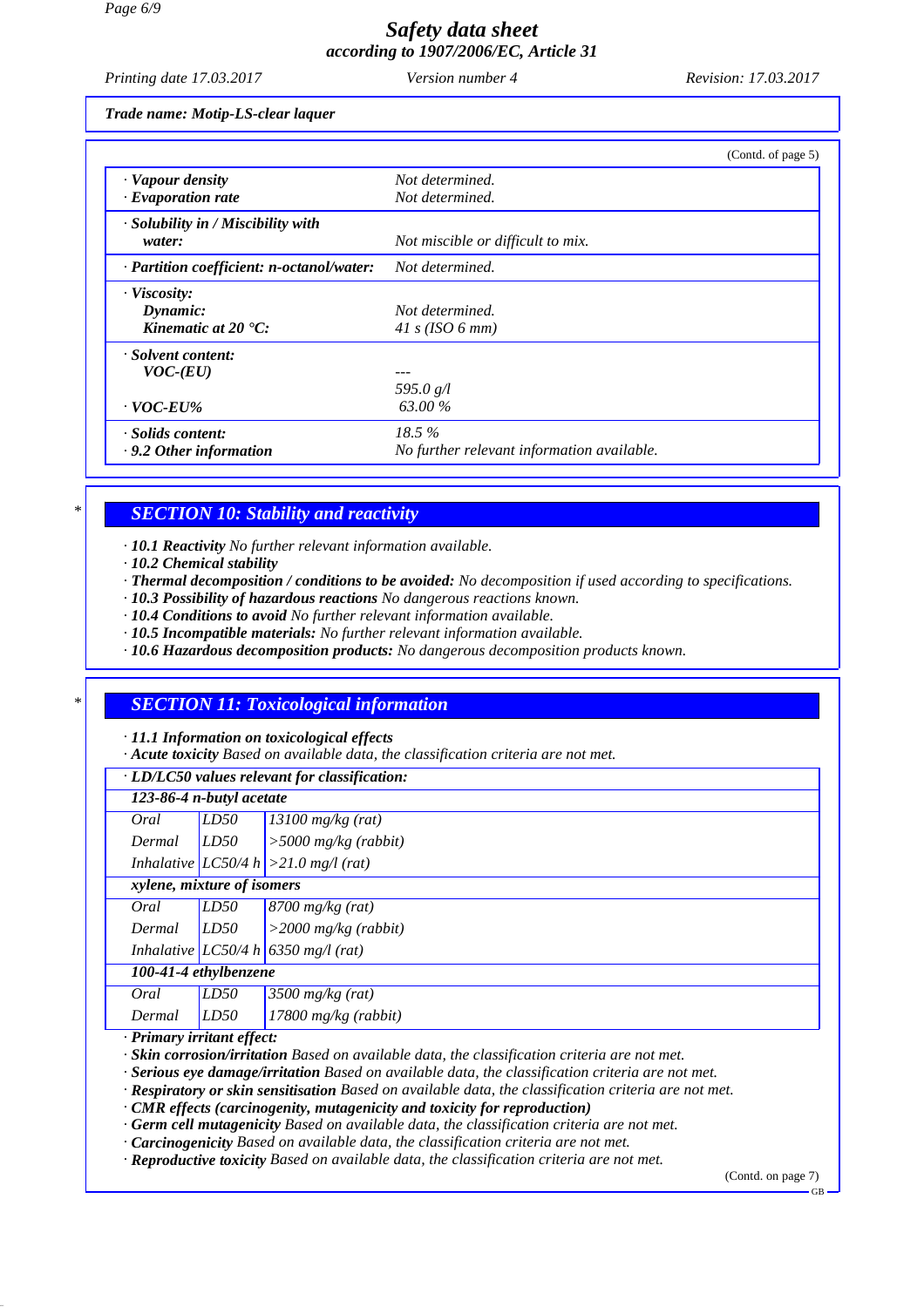Trade name: Motip-LS-clear laquer

(Contd. of page 5)

| | |
|---|---|
| · **Vapour density** | Not determined. |
| · **Evaporation rate** | Not determined. |
| · **Solubility in / Miscibility with water:** | Not miscible or difficult to mix. |
| · **Partition coefficient: n-octanol/water:** | Not determined. |
| · **Viscosity:** | |
| **Dynamic:** | Not determined. |
| **Kinematic at 20 °C:** | 41 s (ISO 6 mm) |
| · **Solvent content:** | |
| **VOC-(EU)** | --- |
| | 595.0 g/l |
| · **VOC-EU%** | 63.00 % |
| · **Solids content:** | 18.5 % |
| · **9.2 Other information** | No further relevant information available. |

## SECTION 10: Stability and reactivity

- **10.1 Reactivity** No further relevant information available.
- **10.2 Chemical stability**
- **Thermal decomposition / conditions to be avoided:** No decomposition if used according to specifications.
- **10.3 Possibility of hazardous reactions** No dangerous reactions known.
- **10.4 Conditions to avoid** No further relevant information available.
- **10.5 Incompatible materials:** No further relevant information available.
- **10.6 Hazardous decomposition products:** No dangerous decomposition products known.

## SECTION 11: Toxicological information

- **11.1 Information on toxicological effects**
- **Acute toxicity** Based on available data, the classification criteria are not met.

| · **LD/LC50 values relevant for classification:** | | |
|---|---|---|
| **123-86-4 n-butyl acetate** | | |
| Oral | LD50 | 13100 mg/kg (rat) |
| Dermal | LD50 | >5000 mg/kg (rabbit) |
| Inhalative | LC50/4 h | >21.0 mg/l (rat) |
| **xylene, mixture of isomers** | | |
| Oral | LD50 | 8700 mg/kg (rat) |
| Dermal | LD50 | >2000 mg/kg (rabbit) |
| Inhalative | LC50/4 h | 6350 mg/l (rat) |
| **100-41-4 ethylbenzene** | | |
| Oral | LD50 | 3500 mg/kg (rat) |
| Dermal | LD50 | 17800 mg/kg (rabbit) |

- **Primary irritant effect:**
- **Skin corrosion/irritation** Based on available data, the classification criteria are not met.
- **Serious eye damage/irritation** Based on available data, the classification criteria are not met.
- **Respiratory or skin sensitisation** Based on available data, the classification criteria are not met.
- **CMR effects (carcinogenity, mutagenicity and toxicity for reproduction)**
- **Germ cell mutagenicity** Based on available data, the classification criteria are not met.
- **Carcinogenicity** Based on available data, the classification criteria are not met.
- **Reproductive toxicity** Based on available data, the classification criteria are not met.

(Contd. on page 7)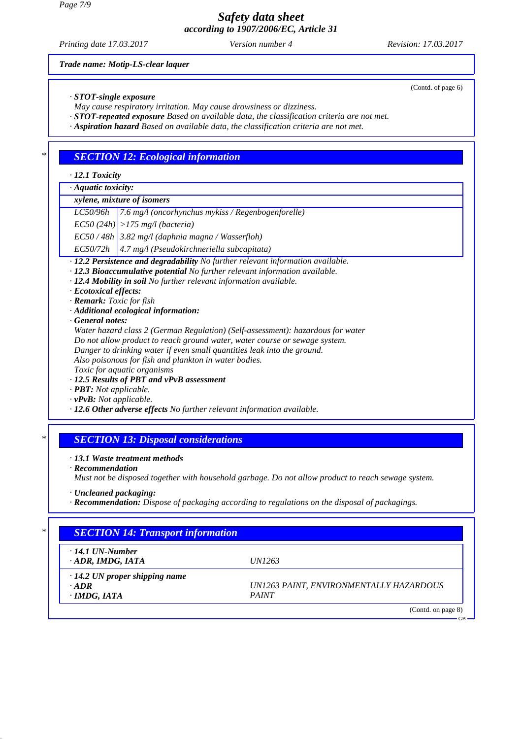Trade name: Motip-LS-clear laquer

(Contd. of page 6)

· **STOT-single exposure**
May cause respiratory irritation. May cause drowsiness or dizziness.
· **STOT-repeated exposure** Based on available data, the classification criteria are not met.
· **Aspiration hazard** Based on available data, the classification criteria are not met.

## SECTION 12: Ecological information

· **12.1 Toxicity**

| · Aquatic toxicity: | |
|---|---|
| **xylene, mixture of isomers** | |
| LC50/96h | 7.6 mg/l (oncorhynchus mykiss / Regenbogenforelle) |
| EC50 (24h) | >175 mg/l (bacteria) |
| EC50 / 48h | 3.82 mg/l (daphnia magna / Wasserfloh) |
| EC50/72h | 4.7 mg/l (Pseudokirchneriella subcapitata) |

· **12.2 Persistence and degradability** No further relevant information available.
· **12.3 Bioaccumulative potential** No further relevant information available.
· **12.4 Mobility in soil** No further relevant information available.
· **Ecotoxical effects:**
· **Remark:** Toxic for fish
· **Additional ecological information:**
· **General notes:**
Water hazard class 2 (German Regulation) (Self-assessment): hazardous for water
Do not allow product to reach ground water, water course or sewage system.
Danger to drinking water if even small quantities leak into the ground.
Also poisonous for fish and plankton in water bodies.
Toxic for aquatic organisms
· **12.5 Results of PBT and vPvB assessment**
· **PBT:** Not applicable.
· **vPvB:** Not applicable.
· **12.6 Other adverse effects** No further relevant information available.

## SECTION 13: Disposal considerations

· **13.1 Waste treatment methods**
· **Recommendation**
Must not be disposed together with household garbage. Do not allow product to reach sewage system.

· **Uncleaned packaging:**
· **Recommendation:** Dispose of packaging according to regulations on the disposal of packagings.

## SECTION 14: Transport information

| | |
|---|---|
| · **14.1 UN-Number** | |
| · **ADR, IMDG, IATA** | UN1263 |
| · **14.2 UN proper shipping name** | |
| · **ADR** | UN1263 PAINT, ENVIRONMENTALLY HAZARDOUS |
| · **IMDG, IATA** | PAINT |

(Contd. on page 8)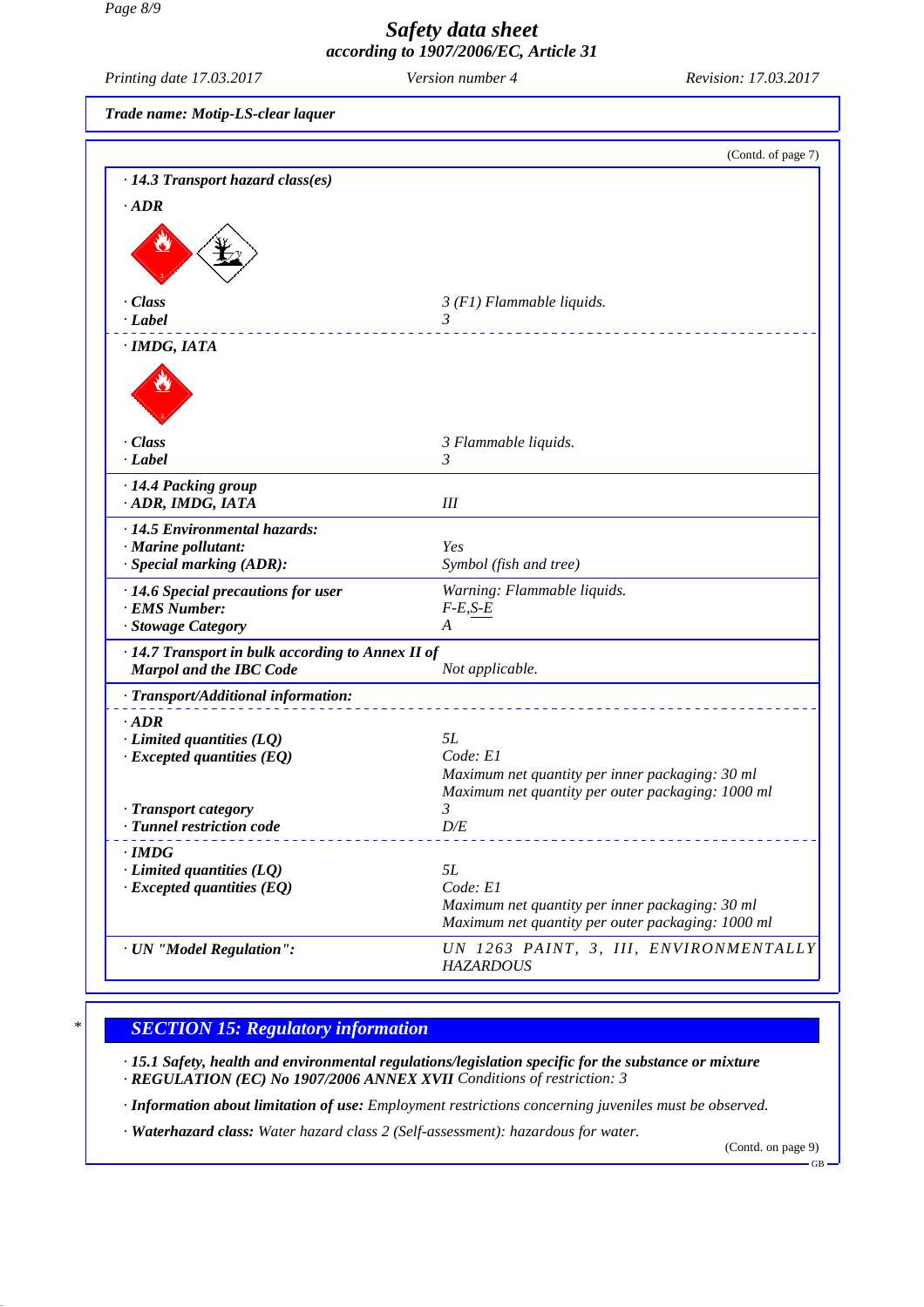Trade name: Motip-LS-clear laquer

(Contd. of page 7)

· **14.3 Transport hazard class(es)**

· **ADR**

| | |
|---|---|
| · **Class** | 3 (F1) Flammable liquids. |
| · **Label** | 3 |

· **IMDG, IATA**

| | |
|---|---|
| · **Class** | 3 Flammable liquids. |
| · **Label** | 3 |

| | |
|---|---|
| · **14.4 Packing group** | |
| · **ADR, IMDG, IATA** | III |
| · **14.5 Environmental hazards:** | |
| · **Marine pollutant:** | Yes |
| · **Special marking (ADR):** | Symbol (fish and tree) |
| · **14.6 Special precautions for user** | Warning: Flammable liquids. |
| · **EMS Number:** | F-E,S-E |
| · **Stowage Category** | A |
| · **14.7 Transport in bulk according to Annex II of Marpol and the IBC Code** | Not applicable. |

· **Transport/Additional information:**

· **ADR**

| | |
|---|---|
| · **Limited quantities (LQ)** | 5L |
| · **Excepted quantities (EQ)** | Code: E1<br>Maximum net quantity per inner packaging: 30 ml<br>Maximum net quantity per outer packaging: 1000 ml |
| · **Transport category** | 3 |
| · **Tunnel restriction code** | D/E |

· **IMDG**

| | |
|---|---|
| · **Limited quantities (LQ)** | 5L |
| · **Excepted quantities (EQ)** | Code: E1<br>Maximum net quantity per inner packaging: 30 ml<br>Maximum net quantity per outer packaging: 1000 ml |

| | |
|---|---|
| · **UN "Model Regulation":** | UN 1263 PAINT, 3, III, ENVIRONMENTALLY HAZARDOUS |

## SECTION 15: Regulatory information

· **15.1 Safety, health and environmental regulations/legislation specific for the substance or mixture**
· **REGULATION (EC) No 1907/2006 ANNEX XVII** Conditions of restriction: 3

· **Information about limitation of use:** Employment restrictions concerning juveniles must be observed.

· **Waterhazard class:** Water hazard class 2 (Self-assessment): hazardous for water.

(Contd. on page 9)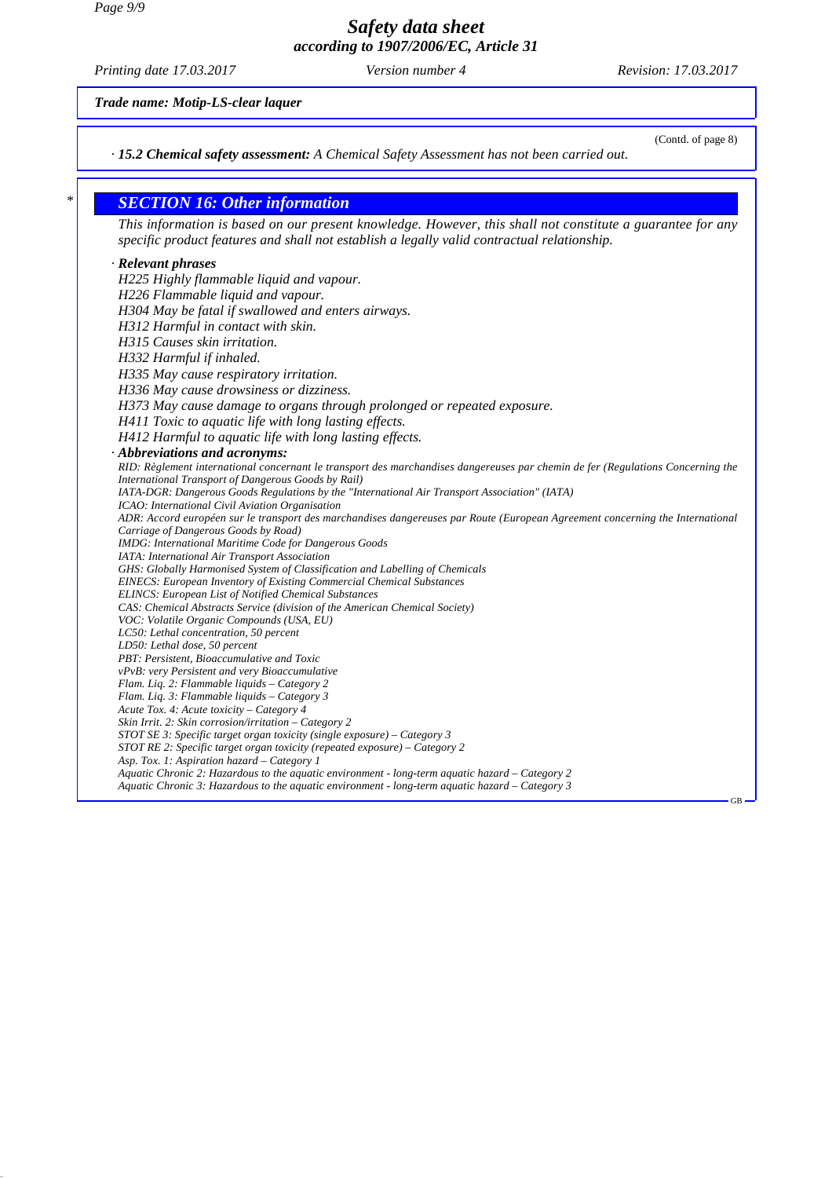**Trade name: Motip-LS-clear laquer**

(Contd. of page 8)

· **15.2 Chemical safety assessment:** A Chemical Safety Assessment has not been carried out.

## SECTION 16: Other information

This information is based on our present knowledge. However, this shall not constitute a guarantee for any specific product features and shall not establish a legally valid contractual relationship.

· **Relevant phrases**

H225 Highly flammable liquid and vapour.
H226 Flammable liquid and vapour.
H304 May be fatal if swallowed and enters airways.
H312 Harmful in contact with skin.
H315 Causes skin irritation.
H332 Harmful if inhaled.
H335 May cause respiratory irritation.
H336 May cause drowsiness or dizziness.
H373 May cause damage to organs through prolonged or repeated exposure.
H411 Toxic to aquatic life with long lasting effects.
H412 Harmful to aquatic life with long lasting effects.

· **Abbreviations and acronyms:**

RID: Règlement international concernant le transport des marchandises dangereuses par chemin de fer (Regulations Concerning the International Transport of Dangerous Goods by Rail)
IATA-DGR: Dangerous Goods Regulations by the "International Air Transport Association" (IATA)
ICAO: International Civil Aviation Organisation
ADR: Accord européen sur le transport des marchandises dangereuses par Route (European Agreement concerning the International Carriage of Dangerous Goods by Road)
IMDG: International Maritime Code for Dangerous Goods
IATA: International Air Transport Association
GHS: Globally Harmonised System of Classification and Labelling of Chemicals
EINECS: European Inventory of Existing Commercial Chemical Substances
ELINCS: European List of Notified Chemical Substances
CAS: Chemical Abstracts Service (division of the American Chemical Society)
VOC: Volatile Organic Compounds (USA, EU)
LC50: Lethal concentration, 50 percent
LD50: Lethal dose, 50 percent
PBT: Persistent, Bioaccumulative and Toxic
vPvB: very Persistent and very Bioaccumulative
Flam. Liq. 2: Flammable liquids – Category 2
Flam. Liq. 3: Flammable liquids – Category 3
Acute Tox. 4: Acute toxicity – Category 4
Skin Irrit. 2: Skin corrosion/irritation – Category 2
STOT SE 3: Specific target organ toxicity (single exposure) – Category 3
STOT RE 2: Specific target organ toxicity (repeated exposure) – Category 2
Asp. Tox. 1: Aspiration hazard – Category 1
Aquatic Chronic 2: Hazardous to the aquatic environment - long-term aquatic hazard – Category 2
Aquatic Chronic 3: Hazardous to the aquatic environment - long-term aquatic hazard – Category 3